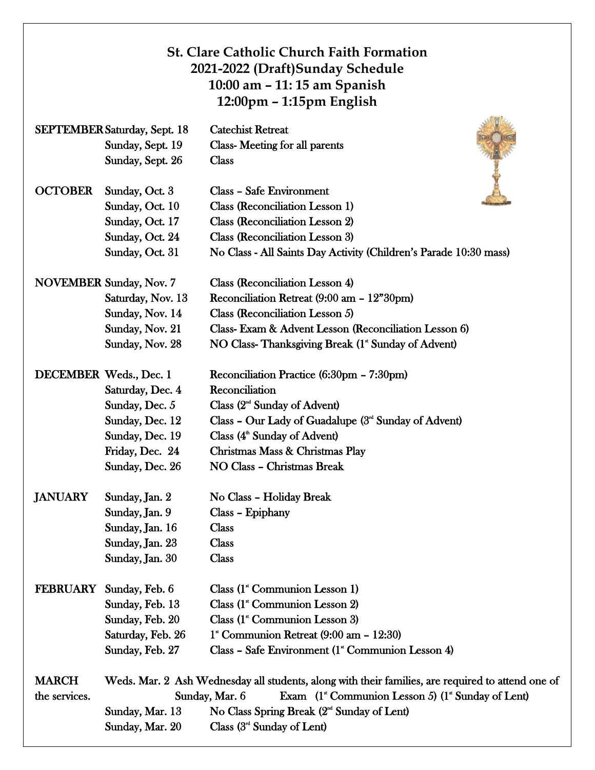# St. Clare Catholic Church Faith Formation
## 2021-2022 (Draft)Sunday Schedule
## 10:00 am – 11: 15 am Spanish
## 12:00pm – 1:15pm English

| Month | Date | Event |
|---|---|---|
| **SEPTEMBER** | Saturday, Sept. 18 | Catechist Retreat |
| | Sunday, Sept. 19 | Class- Meeting for all parents |
| | Sunday, Sept. 26 | Class |
| **OCTOBER** | Sunday, Oct. 3 | Class – Safe Environment |
| | Sunday, Oct. 10 | Class (Reconciliation Lesson 1) |
| | Sunday, Oct. 17 | Class (Reconciliation Lesson 2) |
| | Sunday, Oct. 24 | Class (Reconciliation Lesson 3) |
| | Sunday, Oct. 31 | No Class - All Saints Day Activity (Children's Parade 10:30 mass) |
| **NOVEMBER** | Sunday, Nov. 7 | Class (Reconciliation Lesson 4) |
| | Saturday, Nov. 13 | Reconciliation Retreat (9:00 am – 12"30pm) |
| | Sunday, Nov. 14 | Class (Reconciliation Lesson 5) |
| | Sunday, Nov. 21 | Class- Exam & Advent Lesson (Reconciliation Lesson 6) |
| | Sunday, Nov. 28 | NO Class- Thanksgiving Break (1st Sunday of Advent) |
| **DECEMBER** | Weds., Dec. 1 | Reconciliation Practice (6:30pm – 7:30pm) |
| | Saturday, Dec. 4 | Reconciliation |
| | Sunday, Dec. 5 | Class (2nd Sunday of Advent) |
| | Sunday, Dec. 12 | Class – Our Lady of Guadalupe (3rd Sunday of Advent) |
| | Sunday, Dec. 19 | Class (4th Sunday of Advent) |
| | Friday, Dec. 24 | Christmas Mass & Christmas Play |
| | Sunday, Dec. 26 | NO Class – Christmas Break |
| **JANUARY** | Sunday, Jan. 2 | No Class – Holiday Break |
| | Sunday, Jan. 9 | Class – Epiphany |
| | Sunday, Jan. 16 | Class |
| | Sunday, Jan. 23 | Class |
| | Sunday, Jan. 30 | Class |
| **FEBRUARY** | Sunday, Feb. 6 | Class (1st Communion Lesson 1) |
| | Sunday, Feb. 13 | Class (1st Communion Lesson 2) |
| | Sunday, Feb. 20 | Class (1st Communion Lesson 3) |
| | Saturday, Feb. 26 | 1st Communion Retreat (9:00 am – 12:30) |
| | Sunday, Feb. 27 | Class – Safe Environment (1st Communion Lesson 4) |
| **MARCH** | Weds. Mar. 2 | Ash Wednesday all students, along with their families, are required to attend one of the services. |
| | Sunday, Mar. 6 | Exam (1st Communion Lesson 5) (1st Sunday of Lent) |
| | Sunday, Mar. 13 | No Class Spring Break (2nd Sunday of Lent) |
| | Sunday, Mar. 20 | Class (3rd Sunday of Lent) |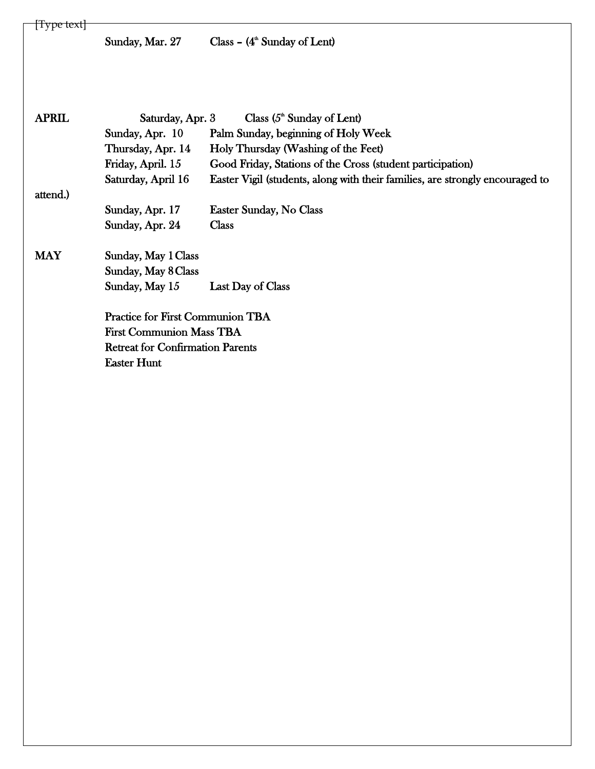Sunday, Mar. 27 Class – (4th Sunday of Lent)

APRIL Saturday, Apr. 3 Class (5th Sunday of Lent)
Sunday, Apr. 10 Palm Sunday, beginning of Holy Week
Thursday, Apr. 14 Holy Thursday (Washing of the Feet)
Friday, April. 15 Good Friday, Stations of the Cross (student participation)
Saturday, April 16 Easter Vigil (students, along with their families, are strongly encouraged to attend.)
Sunday, Apr. 17 Easter Sunday, No Class
Sunday, Apr. 24 Class

MAY Sunday, May 1 Class
Sunday, May 8 Class
Sunday, May 15 Last Day of Class

Practice for First Communion TBA
First Communion Mass TBA
Retreat for Confirmation Parents
Easter Hunt